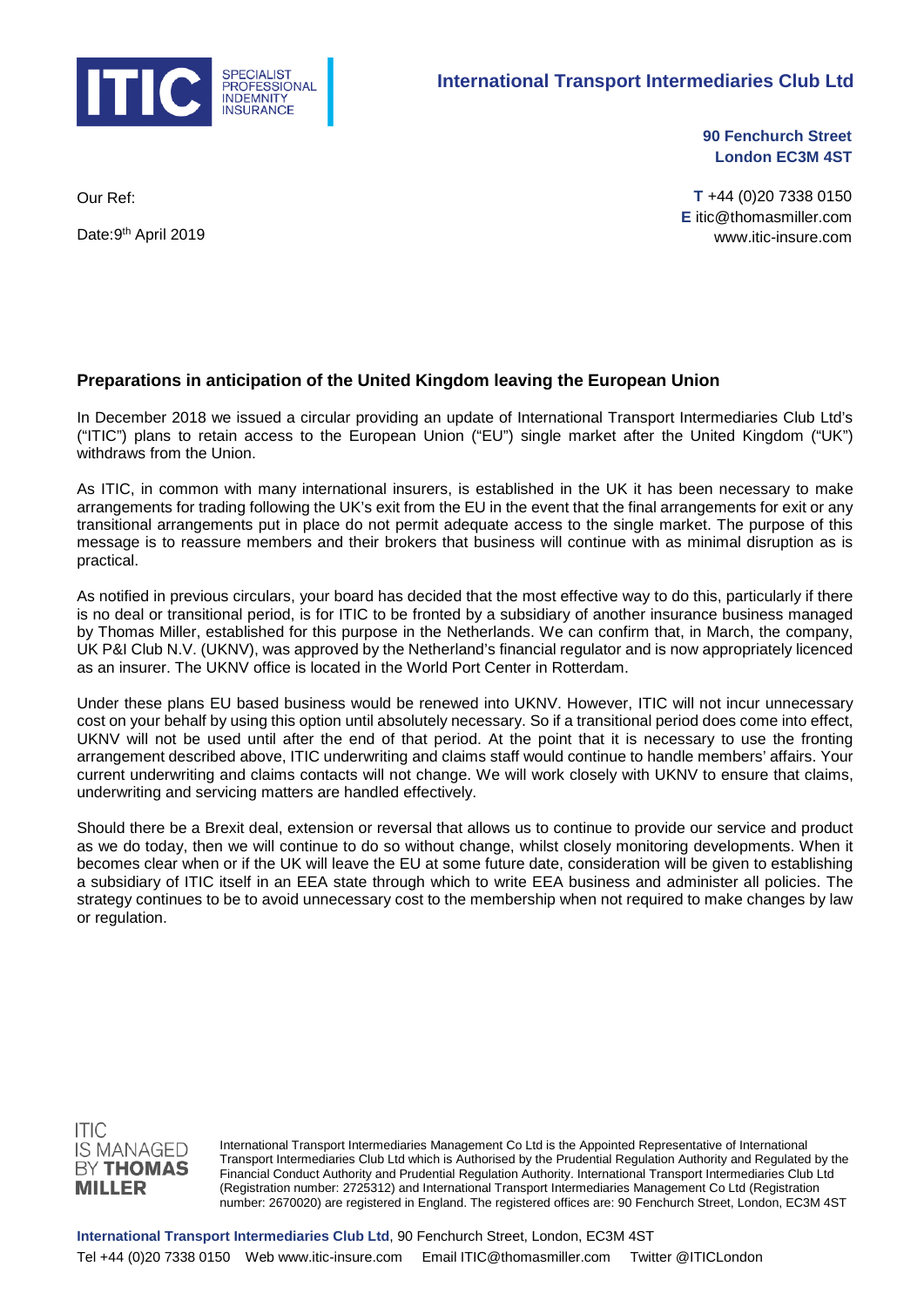**International Transport Intermediaries Club Ltd**

**90 Fenchurch Street**
**London EC3M 4ST**

**T** +44 (0)20 7338 0150
**E** itic@thomasmiller.com
www.itic-insure.com

Our Ref:

Date:9th April 2019

## Preparations in anticipation of the United Kingdom leaving the European Union

In December 2018 we issued a circular providing an update of International Transport Intermediaries Club Ltd's ("ITIC") plans to retain access to the European Union ("EU") single market after the United Kingdom ("UK") withdraws from the Union.

As ITIC, in common with many international insurers, is established in the UK it has been necessary to make arrangements for trading following the UK's exit from the EU in the event that the final arrangements for exit or any transitional arrangements put in place do not permit adequate access to the single market. The purpose of this message is to reassure members and their brokers that business will continue with as minimal disruption as is practical.

As notified in previous circulars, your board has decided that the most effective way to do this, particularly if there is no deal or transitional period, is for ITIC to be fronted by a subsidiary of another insurance business managed by Thomas Miller, established for this purpose in the Netherlands. We can confirm that, in March, the company, UK P&I Club N.V. (UKNV), was approved by the Netherland's financial regulator and is now appropriately licenced as an insurer. The UKNV office is located in the World Port Center in Rotterdam.

Under these plans EU based business would be renewed into UKNV. However, ITIC will not incur unnecessary cost on your behalf by using this option until absolutely necessary. So if a transitional period does come into effect, UKNV will not be used until after the end of that period. At the point that it is necessary to use the fronting arrangement described above, ITIC underwriting and claims staff would continue to handle members' affairs. Your current underwriting and claims contacts will not change. We will work closely with UKNV to ensure that claims, underwriting and servicing matters are handled effectively.

Should there be a Brexit deal, extension or reversal that allows us to continue to provide our service and product as we do today, then we will continue to do so without change, whilst closely monitoring developments. When it becomes clear when or if the UK will leave the EU at some future date, consideration will be given to establishing a subsidiary of ITIC itself in an EEA state through which to write EEA business and administer all policies. The strategy continues to be to avoid unnecessary cost to the membership when not required to make changes by law or regulation.

ITIC IS MANAGED BY THOMAS MILLER

International Transport Intermediaries Management Co Ltd is the Appointed Representative of International Transport Intermediaries Club Ltd which is Authorised by the Prudential Regulation Authority and Regulated by the Financial Conduct Authority and Prudential Regulation Authority. International Transport Intermediaries Club Ltd (Registration number: 2725312) and International Transport Intermediaries Management Co Ltd (Registration number: 2670020) are registered in England. The registered offices are: 90 Fenchurch Street, London, EC3M 4ST

**International Transport Intermediaries Club Ltd**, 90 Fenchurch Street, London, EC3M 4ST
Tel +44 (0)20 7338 0150 Web www.itic-insure.com Email ITIC@thomasmiller.com Twitter @ITICLondon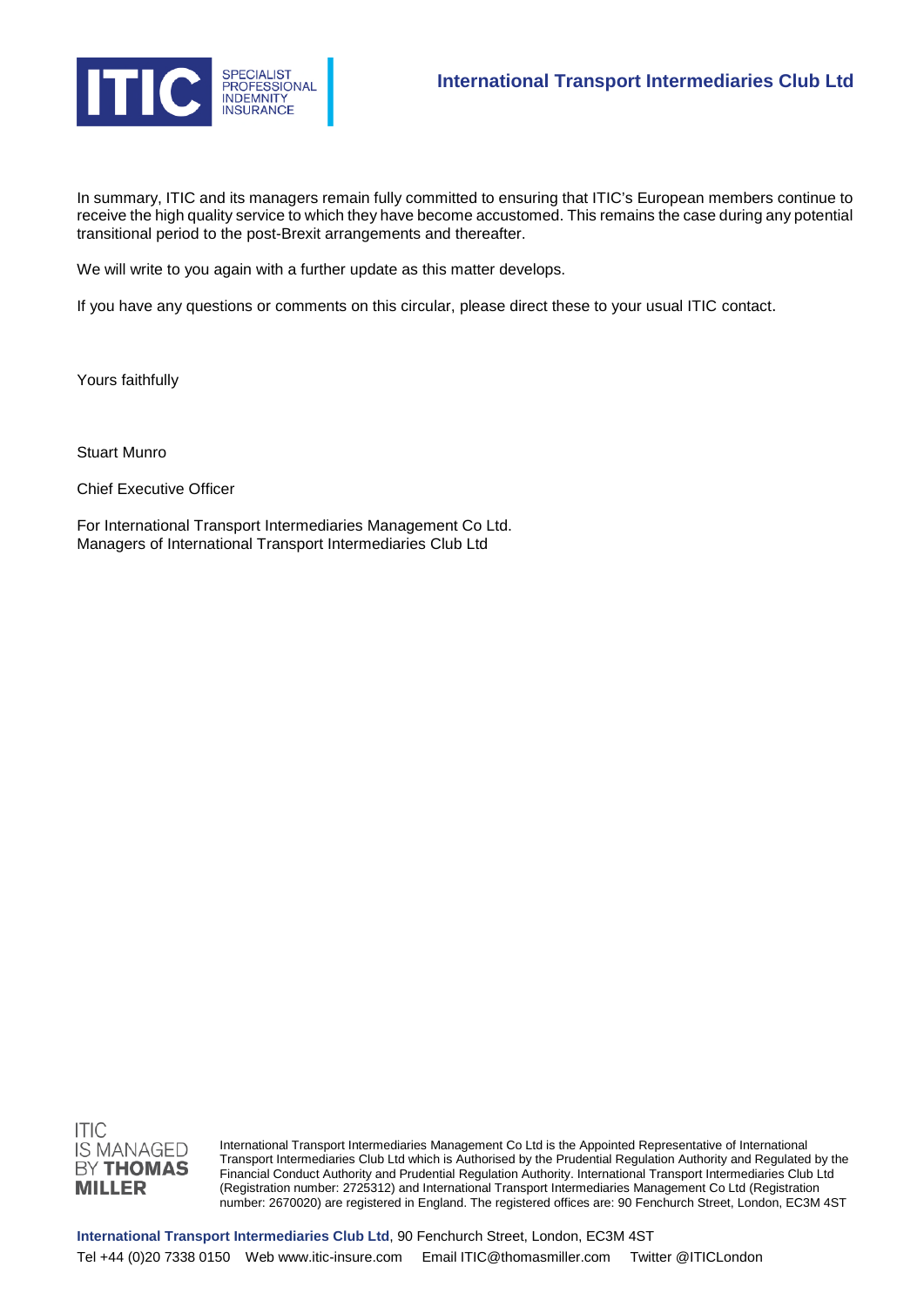In summary, ITIC and its managers remain fully committed to ensuring that ITIC's European members continue to receive the high quality service to which they have become accustomed. This remains the case during any potential transitional period to the post-Brexit arrangements and thereafter.

We will write to you again with a further update as this matter develops.

If you have any questions or comments on this circular, please direct these to your usual ITIC contact.

Yours faithfully

Stuart Munro

Chief Executive Officer

For International Transport Intermediaries Management Co Ltd.
Managers of International Transport Intermediaries Club Ltd

ITIC IS MANAGED BY **THOMAS MILLER**

International Transport Intermediaries Management Co Ltd is the Appointed Representative of International Transport Intermediaries Club Ltd which is Authorised by the Prudential Regulation Authority and Regulated by the Financial Conduct Authority and Prudential Regulation Authority. International Transport Intermediaries Club Ltd (Registration number: 2725312) and International Transport Intermediaries Management Co Ltd (Registration number: 2670020) are registered in England. The registered offices are: 90 Fenchurch Street, London, EC3M 4ST

**International Transport Intermediaries Club Ltd**, 90 Fenchurch Street, London, EC3M 4ST
Tel +44 (0)20 7338 0150 Web www.itic-insure.com Email ITIC@thomasmiller.com Twitter @ITICLondon